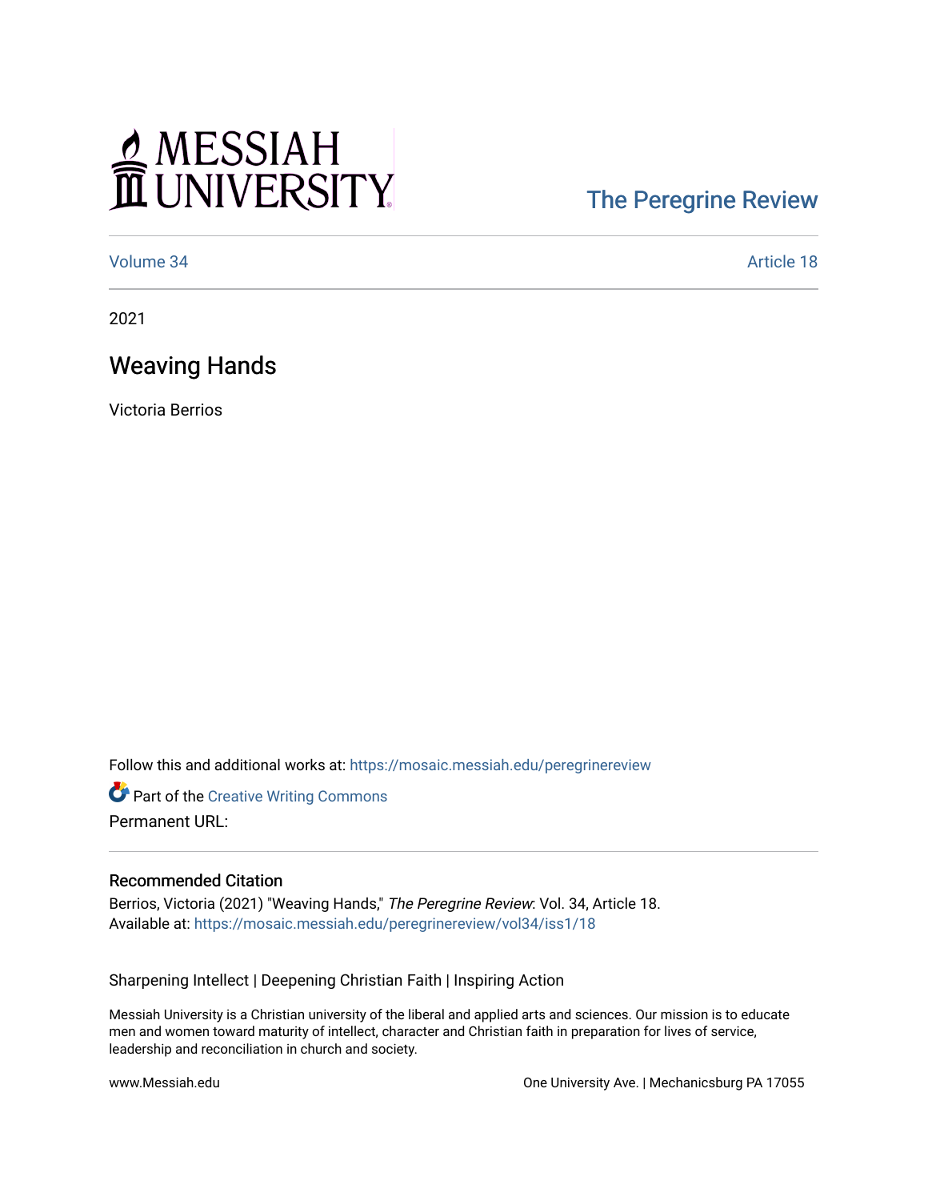MESSIAH UNIVERSITY

The Peregrine Review

Volume 34 | Article 18

2021

# Weaving Hands

Victoria Berrios

Follow this and additional works at: https://mosaic.messiah.edu/peregrinereview

Part of the Creative Writing Commons

Permanent URL:

## Recommended Citation

Berrios, Victoria (2021) "Weaving Hands," *The Peregrine Review*: Vol. 34, Article 18.
Available at: https://mosaic.messiah.edu/peregrinereview/vol34/iss1/18

Sharpening Intellect | Deepening Christian Faith | Inspiring Action

Messiah University is a Christian university of the liberal and applied arts and sciences. Our mission is to educate men and women toward maturity of intellect, character and Christian faith in preparation for lives of service, leadership and reconciliation in church and society.

www.Messiah.edu

One University Ave. | Mechanicsburg PA 17055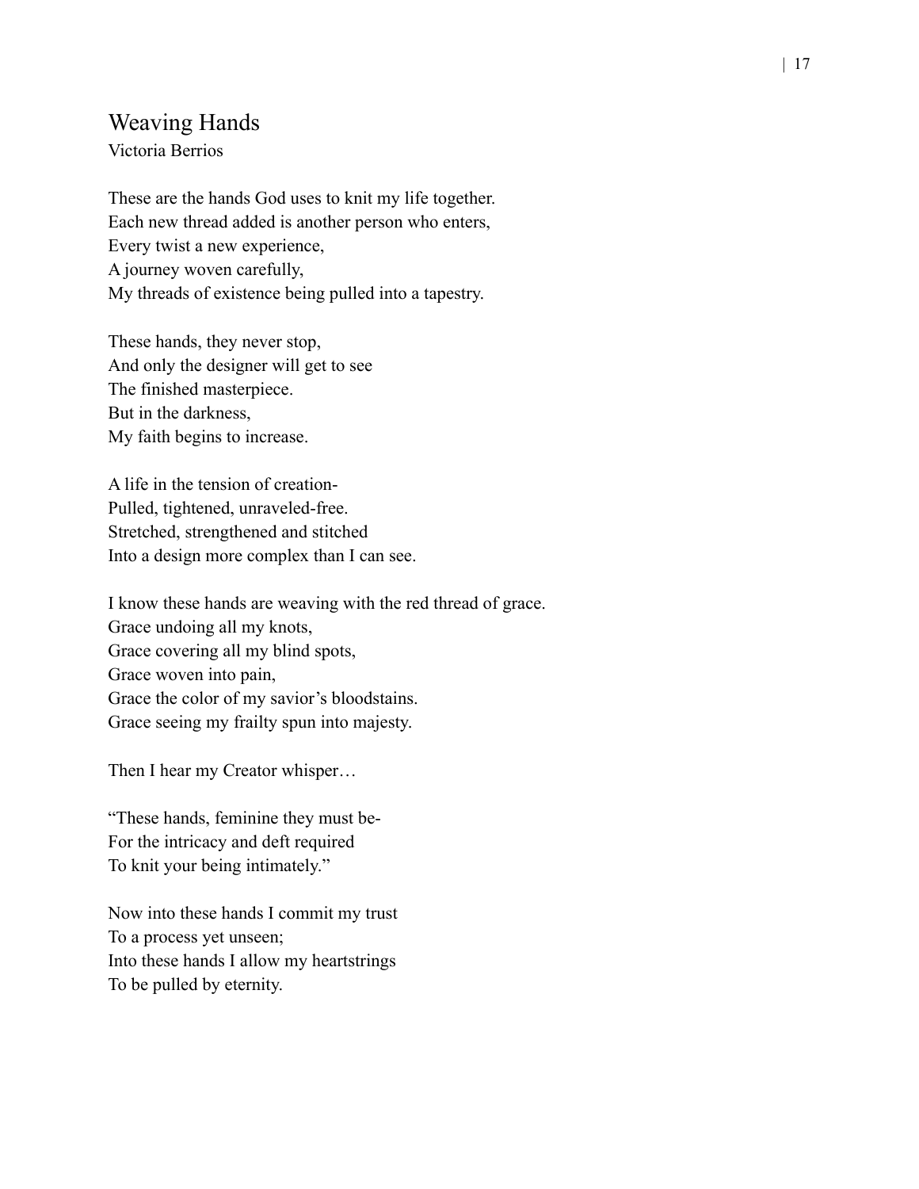# Weaving Hands

Victoria Berrios

These are the hands God uses to knit my life together.
Each new thread added is another person who enters,
Every twist a new experience,
A journey woven carefully,
My threads of existence being pulled into a tapestry.

These hands, they never stop,
And only the designer will get to see
The finished masterpiece.
But in the darkness,
My faith begins to increase.

A life in the tension of creation-
Pulled, tightened, unraveled-free.
Stretched, strengthened and stitched
Into a design more complex than I can see.

I know these hands are weaving with the red thread of grace.
Grace undoing all my knots,
Grace covering all my blind spots,
Grace woven into pain,
Grace the color of my savior's bloodstains.
Grace seeing my frailty spun into majesty.

Then I hear my Creator whisper…

"These hands, feminine they must be-
For the intricacy and deft required
To knit your being intimately."

Now into these hands I commit my trust
To a process yet unseen;
Into these hands I allow my heartstrings
To be pulled by eternity.